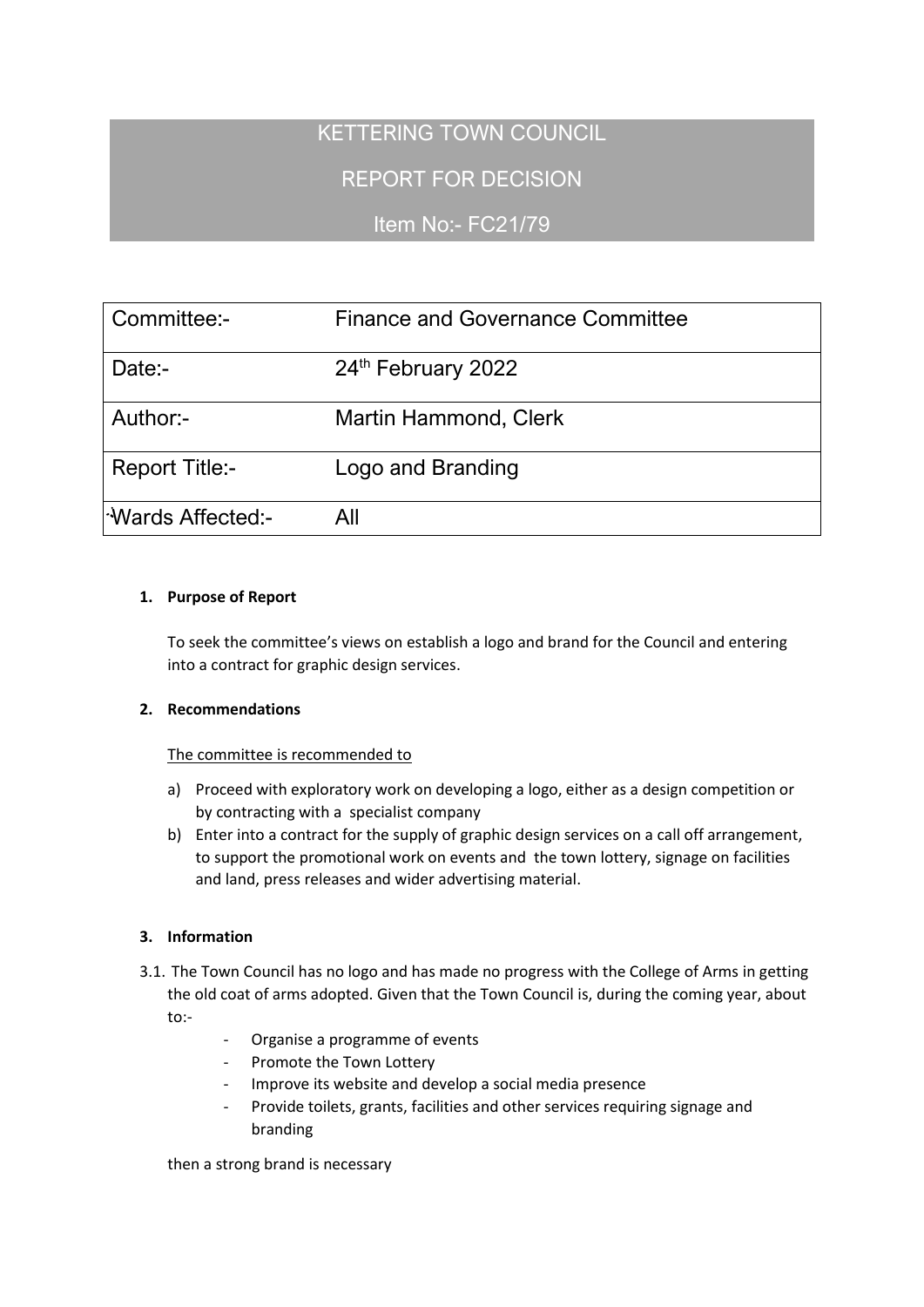# KETTERING TOWN COUNCIL

## REPORT FOR DECISION

## Item No:- FC21/79

| | |
|---|---|
| Committee:- | Finance and Governance Committee |
| Date:- | 24th February 2022 |
| Author:- | Martin Hammond, Clerk |
| Report Title:- | Logo and Branding |
| Wards Affected:- | All |

**1. Purpose of Report**

To seek the committee's views on establish a logo and brand for the Council and entering into a contract for graphic design services.

**2. Recommendations**

The committee is recommended to

a) Proceed with exploratory work on developing a logo, either as a design competition or by contracting with a specialist company
b) Enter into a contract for the supply of graphic design services on a call off arrangement, to support the promotional work on events and the town lottery, signage on facilities and land, press releases and wider advertising material.

**3. Information**

3.1. The Town Council has no logo and has made no progress with the College of Arms in getting the old coat of arms adopted. Given that the Town Council is, during the coming year, about to:-

- Organise a programme of events
- Promote the Town Lottery
- Improve its website and develop a social media presence
- Provide toilets, grants, facilities and other services requiring signage and branding

then a strong brand is necessary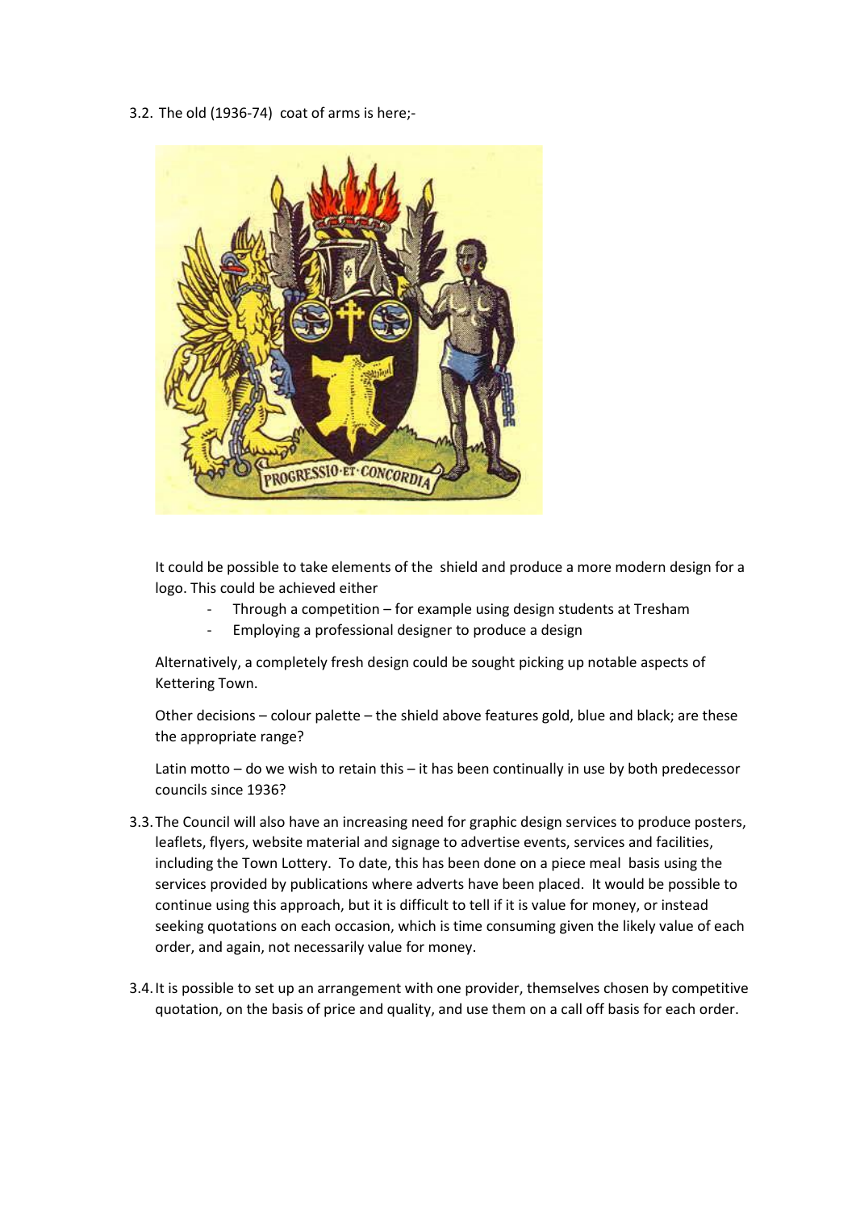3.2. The old (1936-74) coat of arms is here;-

It could be possible to take elements of the shield and produce a more modern design for a logo. This could be achieved either

- Through a competition – for example using design students at Tresham
- Employing a professional designer to produce a design

Alternatively, a completely fresh design could be sought picking up notable aspects of Kettering Town.

Other decisions – colour palette – the shield above features gold, blue and black; are these the appropriate range?

Latin motto – do we wish to retain this – it has been continually in use by both predecessor councils since 1936?

3.3. The Council will also have an increasing need for graphic design services to produce posters, leaflets, flyers, website material and signage to advertise events, services and facilities, including the Town Lottery. To date, this has been done on a piece meal basis using the services provided by publications where adverts have been placed. It would be possible to continue using this approach, but it is difficult to tell if it is value for money, or instead seeking quotations on each occasion, which is time consuming given the likely value of each order, and again, not necessarily value for money.

3.4. It is possible to set up an arrangement with one provider, themselves chosen by competitive quotation, on the basis of price and quality, and use them on a call off basis for each order.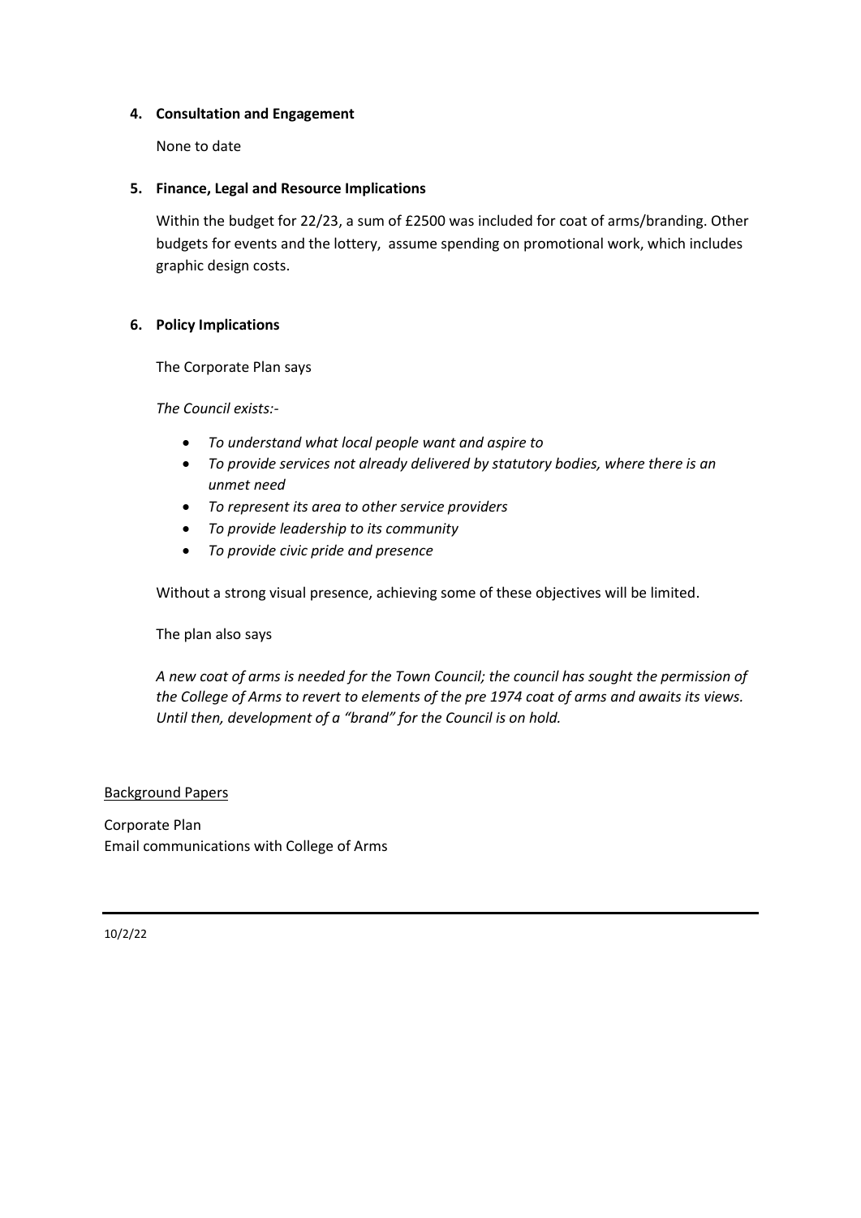**4. Consultation and Engagement**

None to date

**5. Finance, Legal and Resource Implications**

Within the budget for 22/23, a sum of £2500 was included for coat of arms/branding. Other budgets for events and the lottery, assume spending on promotional work, which includes graphic design costs.

**6. Policy Implications**

The Corporate Plan says

*The Council exists:-*

- *To understand what local people want and aspire to*
- *To provide services not already delivered by statutory bodies, where there is an unmet need*
- *To represent its area to other service providers*
- *To provide leadership to its community*
- *To provide civic pride and presence*

Without a strong visual presence, achieving some of these objectives will be limited.

The plan also says

*A new coat of arms is needed for the Town Council; the council has sought the permission of the College of Arms to revert to elements of the pre 1974 coat of arms and awaits its views. Until then, development of a "brand" for the Council is on hold.*

Background Papers

Corporate Plan
Email communications with College of Arms

---

10/2/22